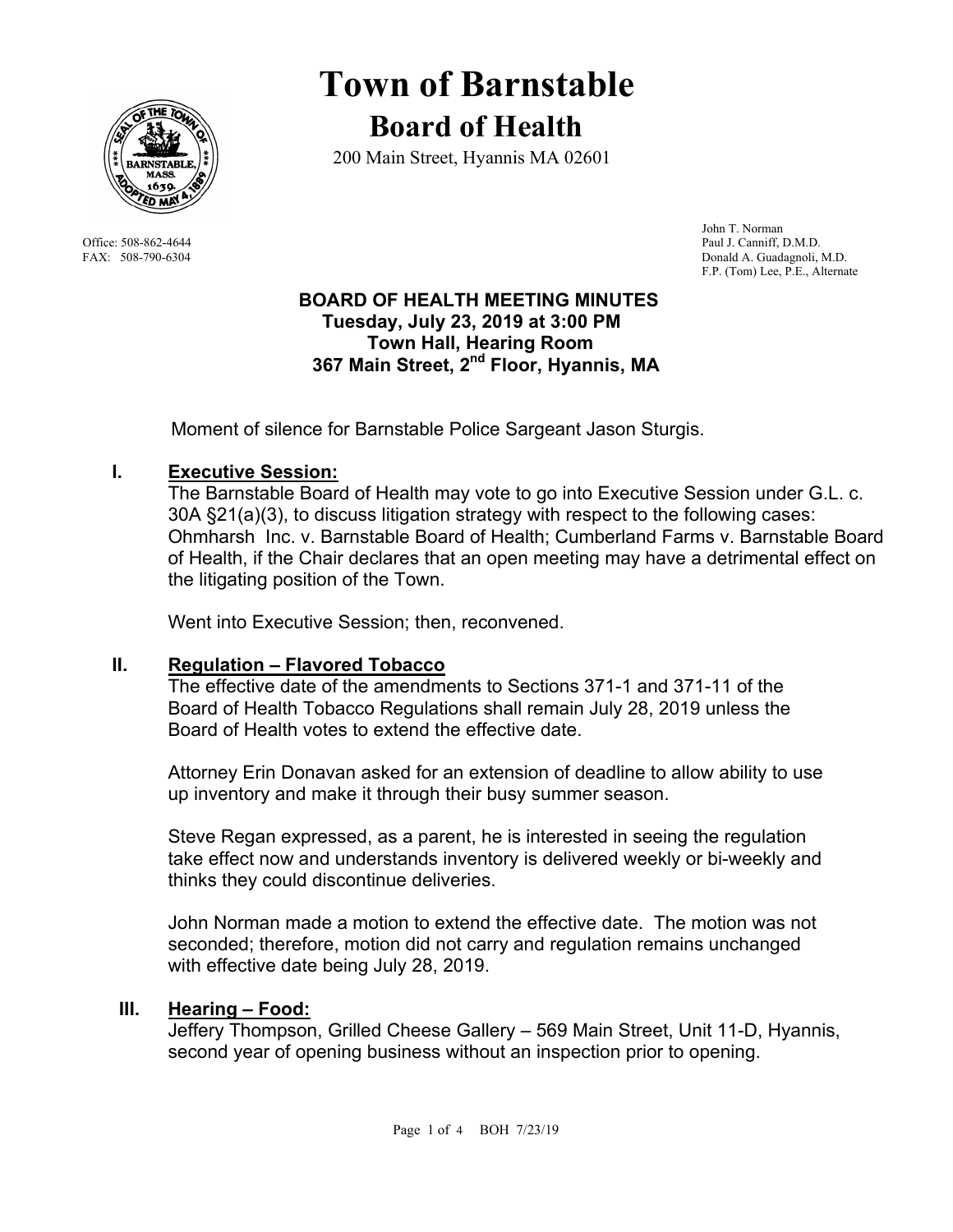# Town of Barnstable

## Board of Health

200 Main Street, Hyannis MA 02601

Office: 508-862-4644
FAX: 508-790-6304

John T. Norman
Paul J. Canniff, D.M.D.
Donald A. Guadagnoli, M.D.
F.P. (Tom) Lee, P.E., Alternate

**BOARD OF HEALTH MEETING MINUTES**
**Tuesday, July 23, 2019 at 3:00 PM**
**Town Hall, Hearing Room**
**367 Main Street, 2nd Floor, Hyannis, MA**

Moment of silence for Barnstable Police Sargeant Jason Sturgis.

### I. Executive Session:

The Barnstable Board of Health may vote to go into Executive Session under G.L. c. 30A §21(a)(3), to discuss litigation strategy with respect to the following cases: Ohmharsh Inc. v. Barnstable Board of Health; Cumberland Farms v. Barnstable Board of Health, if the Chair declares that an open meeting may have a detrimental effect on the litigating position of the Town.

Went into Executive Session; then, reconvened.

### II. Regulation – Flavored Tobacco

The effective date of the amendments to Sections 371-1 and 371-11 of the Board of Health Tobacco Regulations shall remain July 28, 2019 unless the Board of Health votes to extend the effective date.

Attorney Erin Donavan asked for an extension of deadline to allow ability to use up inventory and make it through their busy summer season.

Steve Regan expressed, as a parent, he is interested in seeing the regulation take effect now and understands inventory is delivered weekly or bi-weekly and thinks they could discontinue deliveries.

John Norman made a motion to extend the effective date. The motion was not seconded; therefore, motion did not carry and regulation remains unchanged with effective date being July 28, 2019.

### III. Hearing – Food:

Jeffery Thompson, Grilled Cheese Gallery – 569 Main Street, Unit 11-D, Hyannis, second year of opening business without an inspection prior to opening.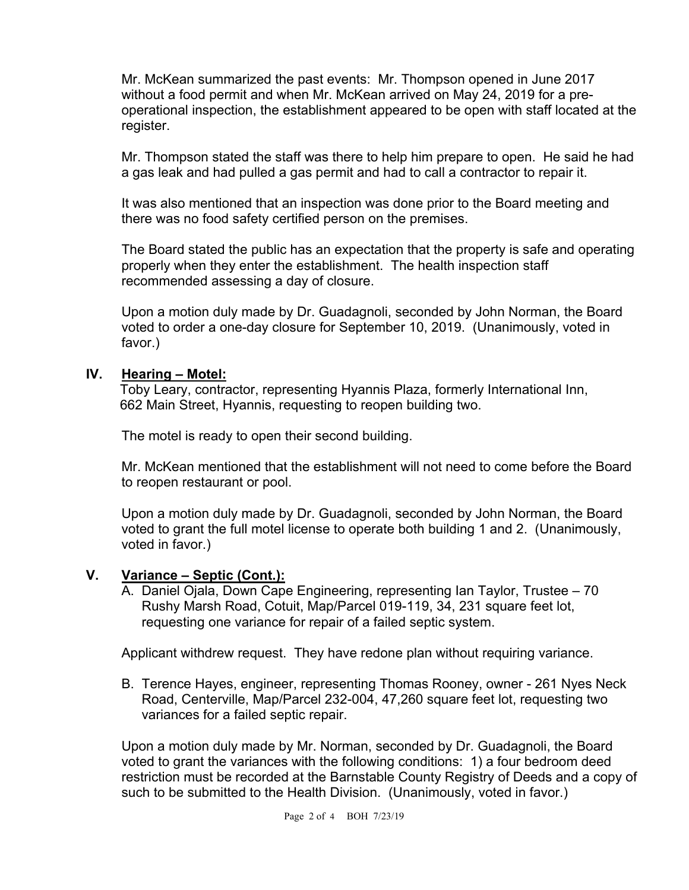Mr. McKean summarized the past events: Mr. Thompson opened in June 2017 without a food permit and when Mr. McKean arrived on May 24, 2019 for a pre-operational inspection, the establishment appeared to be open with staff located at the register.

Mr. Thompson stated the staff was there to help him prepare to open. He said he had a gas leak and had pulled a gas permit and had to call a contractor to repair it.

It was also mentioned that an inspection was done prior to the Board meeting and there was no food safety certified person on the premises.

The Board stated the public has an expectation that the property is safe and operating properly when they enter the establishment. The health inspection staff recommended assessing a day of closure.

Upon a motion duly made by Dr. Guadagnoli, seconded by John Norman, the Board voted to order a one-day closure for September 10, 2019. (Unanimously, voted in favor.)

## IV. <u>Hearing – Motel:</u>

Toby Leary, contractor, representing Hyannis Plaza, formerly International Inn, 662 Main Street, Hyannis, requesting to reopen building two.

The motel is ready to open their second building.

Mr. McKean mentioned that the establishment will not need to come before the Board to reopen restaurant or pool.

Upon a motion duly made by Dr. Guadagnoli, seconded by John Norman, the Board voted to grant the full motel license to operate both building 1 and 2. (Unanimously, voted in favor.)

## V. <u>Variance – Septic (Cont.):</u>

A. Daniel Ojala, Down Cape Engineering, representing Ian Taylor, Trustee – 70 Rushy Marsh Road, Cotuit, Map/Parcel 019-119, 34, 231 square feet lot, requesting one variance for repair of a failed septic system.

Applicant withdrew request. They have redone plan without requiring variance.

B. Terence Hayes, engineer, representing Thomas Rooney, owner - 261 Nyes Neck Road, Centerville, Map/Parcel 232-004, 47,260 square feet lot, requesting two variances for a failed septic repair.

Upon a motion duly made by Mr. Norman, seconded by Dr. Guadagnoli, the Board voted to grant the variances with the following conditions: 1) a four bedroom deed restriction must be recorded at the Barnstable County Registry of Deeds and a copy of such to be submitted to the Health Division. (Unanimously, voted in favor.)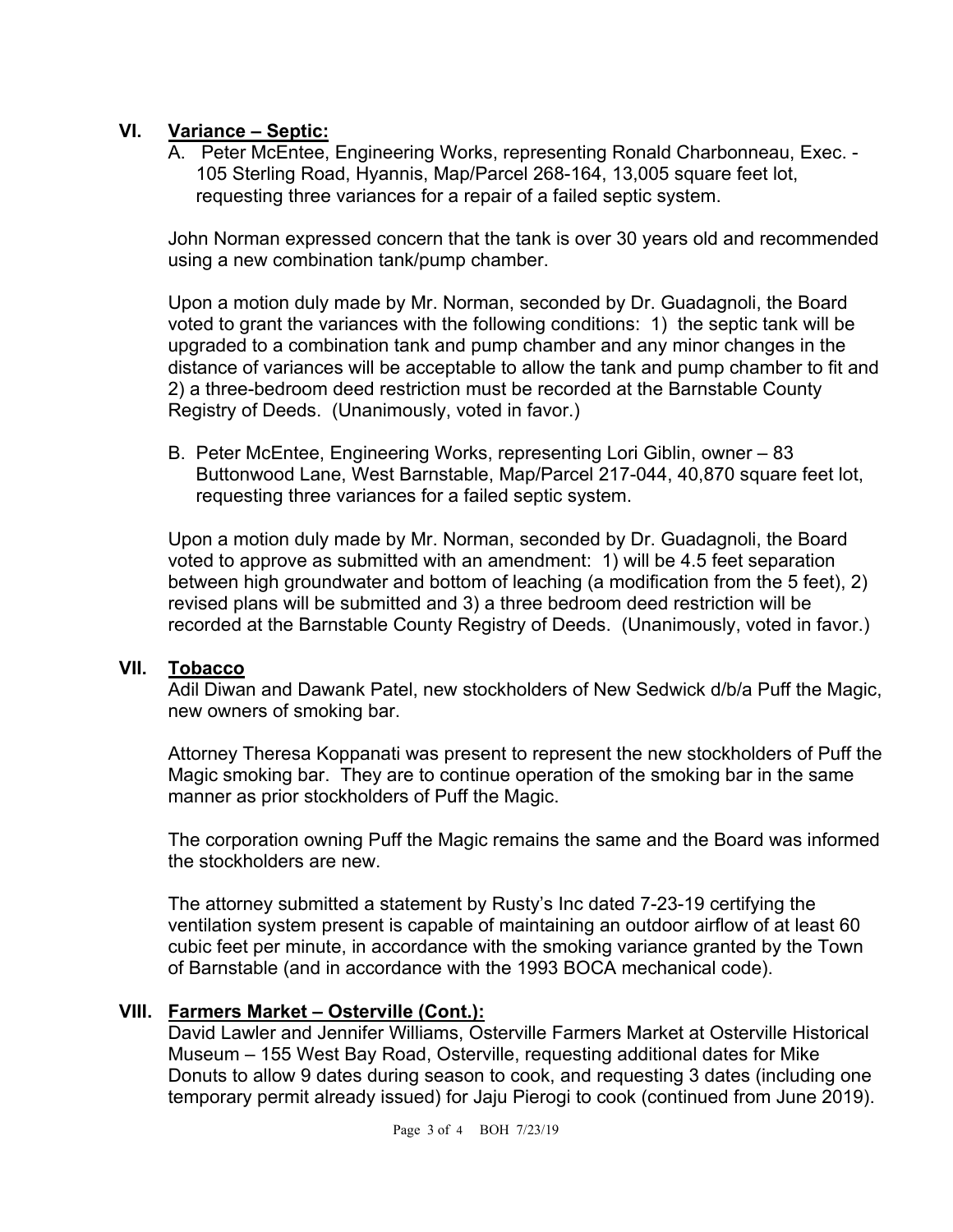## VI. Variance – Septic:

A. Peter McEntee, Engineering Works, representing Ronald Charbonneau, Exec. - 105 Sterling Road, Hyannis, Map/Parcel 268-164, 13,005 square feet lot, requesting three variances for a repair of a failed septic system.

John Norman expressed concern that the tank is over 30 years old and recommended using a new combination tank/pump chamber.

Upon a motion duly made by Mr. Norman, seconded by Dr. Guadagnoli, the Board voted to grant the variances with the following conditions: 1) the septic tank will be upgraded to a combination tank and pump chamber and any minor changes in the distance of variances will be acceptable to allow the tank and pump chamber to fit and 2) a three-bedroom deed restriction must be recorded at the Barnstable County Registry of Deeds. (Unanimously, voted in favor.)

B. Peter McEntee, Engineering Works, representing Lori Giblin, owner – 83 Buttonwood Lane, West Barnstable, Map/Parcel 217-044, 40,870 square feet lot, requesting three variances for a failed septic system.

Upon a motion duly made by Mr. Norman, seconded by Dr. Guadagnoli, the Board voted to approve as submitted with an amendment: 1) will be 4.5 feet separation between high groundwater and bottom of leaching (a modification from the 5 feet), 2) revised plans will be submitted and 3) a three bedroom deed restriction will be recorded at the Barnstable County Registry of Deeds. (Unanimously, voted in favor.)

## VII. Tobacco

Adil Diwan and Dawank Patel, new stockholders of New Sedwick d/b/a Puff the Magic, new owners of smoking bar.

Attorney Theresa Koppanati was present to represent the new stockholders of Puff the Magic smoking bar. They are to continue operation of the smoking bar in the same manner as prior stockholders of Puff the Magic.

The corporation owning Puff the Magic remains the same and the Board was informed the stockholders are new.

The attorney submitted a statement by Rusty's Inc dated 7-23-19 certifying the ventilation system present is capable of maintaining an outdoor airflow of at least 60 cubic feet per minute, in accordance with the smoking variance granted by the Town of Barnstable (and in accordance with the 1993 BOCA mechanical code).

## VIII. Farmers Market – Osterville (Cont.):

David Lawler and Jennifer Williams, Osterville Farmers Market at Osterville Historical Museum – 155 West Bay Road, Osterville, requesting additional dates for Mike Donuts to allow 9 dates during season to cook, and requesting 3 dates (including one temporary permit already issued) for Jaju Pierogi to cook (continued from June 2019).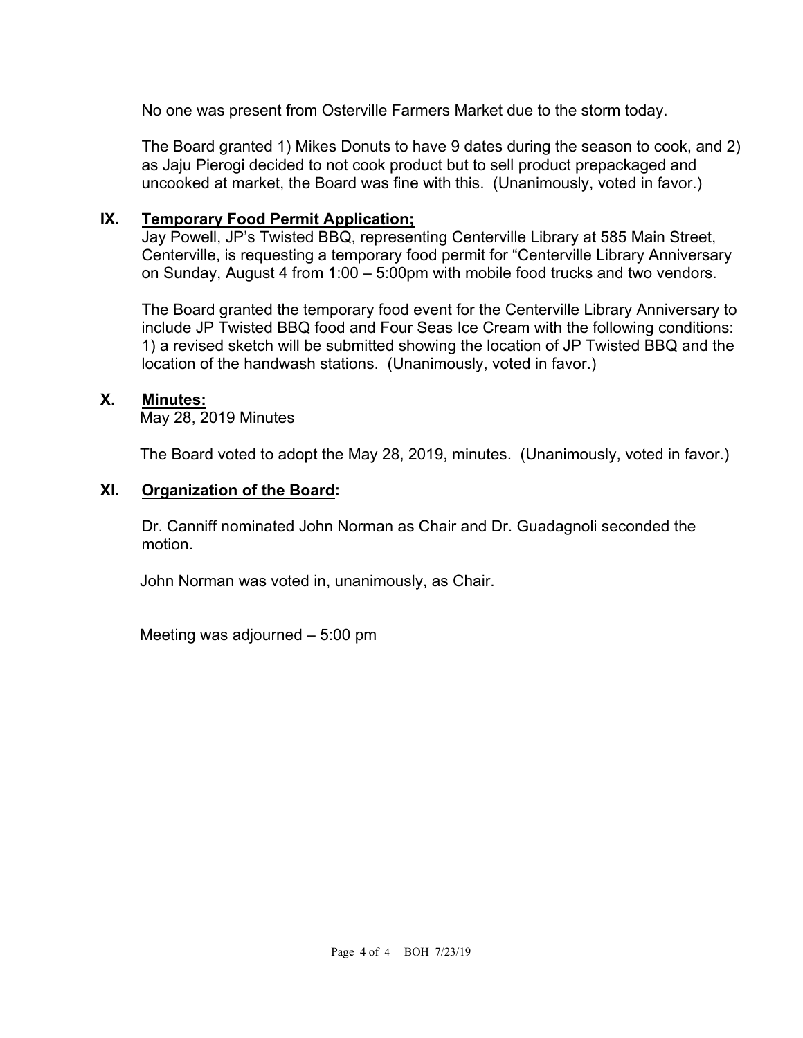No one was present from Osterville Farmers Market due to the storm today.

The Board granted 1) Mikes Donuts to have 9 dates during the season to cook, and 2) as Jaju Pierogi decided to not cook product but to sell product prepackaged and uncooked at market, the Board was fine with this. (Unanimously, voted in favor.)

## IX. Temporary Food Permit Application;

Jay Powell, JP's Twisted BBQ, representing Centerville Library at 585 Main Street, Centerville, is requesting a temporary food permit for "Centerville Library Anniversary on Sunday, August 4 from 1:00 – 5:00pm with mobile food trucks and two vendors.

The Board granted the temporary food event for the Centerville Library Anniversary to include JP Twisted BBQ food and Four Seas Ice Cream with the following conditions: 1) a revised sketch will be submitted showing the location of JP Twisted BBQ and the location of the handwash stations. (Unanimously, voted in favor.)

## X. Minutes:

May 28, 2019 Minutes

The Board voted to adopt the May 28, 2019, minutes. (Unanimously, voted in favor.)

## XI. Organization of the Board:

Dr. Canniff nominated John Norman as Chair and Dr. Guadagnoli seconded the motion.

John Norman was voted in, unanimously, as Chair.

Meeting was adjourned – 5:00 pm